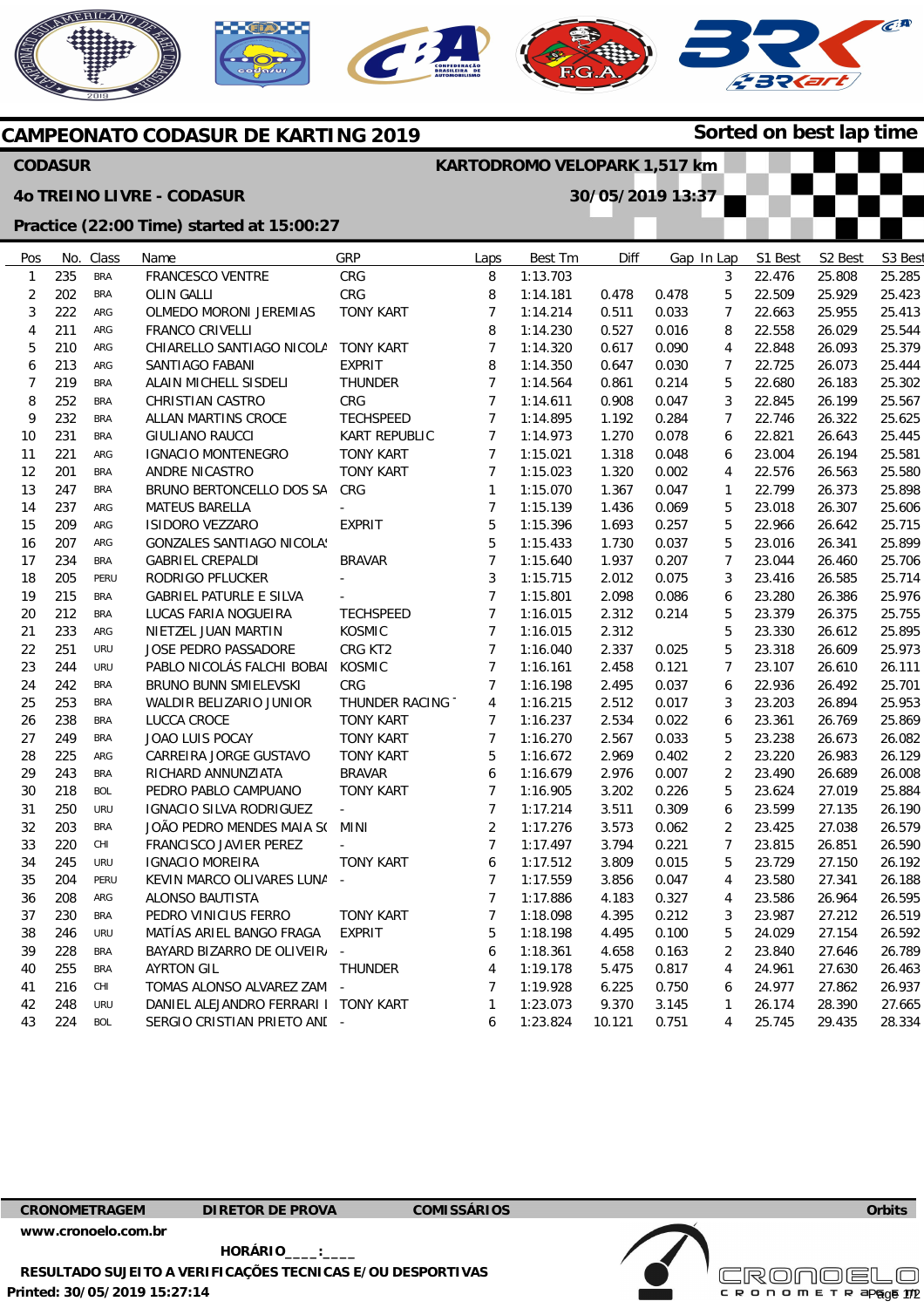# CAMPEONATO CODASUR DE KARTING 2019

**Sorted on best lap time**

**CODASUR** — **KARTODROMO VELOPARK 1,517 km**

**4o TREINO LIVRE - CODASUR** — **30/05/2019 13:37**

**Practice (22:00 Time) started at 15:00:27**

| Pos | No. | Class | Name | GRP | Laps | Best Tm | Diff | Gap | In Lap | S1 Best | S2 Best | S3 Best |
|---|---|---|---|---|---|---|---|---|---|---|---|---|
| 1 | 235 | BRA | FRANCESCO VENTRE | CRG | 8 | 1:13.703 | | | 3 | 22.476 | 25.808 | 25.285 |
| 2 | 202 | BRA | OLIN GALLI | CRG | 8 | 1:14.181 | 0.478 | 0.478 | 5 | 22.509 | 25.929 | 25.423 |
| 3 | 222 | ARG | OLMEDO MORONI JEREMIAS | TONY KART | 7 | 1:14.214 | 0.511 | 0.033 | 7 | 22.663 | 25.955 | 25.413 |
| 4 | 211 | ARG | FRANCO CRIVELLI | | 8 | 1:14.230 | 0.527 | 0.016 | 8 | 22.558 | 26.029 | 25.544 |
| 5 | 210 | ARG | CHIARELLO SANTIAGO NICOLA | TONY KART | 7 | 1:14.320 | 0.617 | 0.090 | 4 | 22.848 | 26.093 | 25.379 |
| 6 | 213 | ARG | SANTIAGO FABANI | EXPRIT | 8 | 1:14.350 | 0.647 | 0.030 | 7 | 22.725 | 26.073 | 25.444 |
| 7 | 219 | BRA | ALAIN MICHELL SISDELI | THUNDER | 7 | 1:14.564 | 0.861 | 0.214 | 5 | 22.680 | 26.183 | 25.302 |
| 8 | 252 | BRA | CHRISTIAN CASTRO | CRG | 7 | 1:14.611 | 0.908 | 0.047 | 3 | 22.845 | 26.199 | 25.567 |
| 9 | 232 | BRA | ALLAN MARTINS CROCE | TECHSPEED | 7 | 1:14.895 | 1.192 | 0.284 | 7 | 22.746 | 26.322 | 25.625 |
| 10 | 231 | BRA | GIULIANO RAUCCI | KART REPUBLIC | 7 | 1:14.973 | 1.270 | 0.078 | 6 | 22.821 | 26.643 | 25.445 |
| 11 | 221 | ARG | IGNACIO MONTENEGRO | TONY KART | 7 | 1:15.021 | 1.318 | 0.048 | 6 | 23.004 | 26.194 | 25.581 |
| 12 | 201 | BRA | ANDRE NICASTRO | TONY KART | 7 | 1:15.023 | 1.320 | 0.002 | 4 | 22.576 | 26.563 | 25.580 |
| 13 | 247 | BRA | BRUNO BERTONCELLO DOS SA | CRG | 1 | 1:15.070 | 1.367 | 0.047 | 1 | 22.799 | 26.373 | 25.898 |
| 14 | 237 | ARG | MATEUS BARELLA | - | 7 | 1:15.139 | 1.436 | 0.069 | 5 | 23.018 | 26.307 | 25.606 |
| 15 | 209 | ARG | ISIDORO VEZZARO | EXPRIT | 5 | 1:15.396 | 1.693 | 0.257 | 5 | 22.966 | 26.642 | 25.715 |
| 16 | 207 | ARG | GONZALES SANTIAGO NICOLAS | | 5 | 1:15.433 | 1.730 | 0.037 | 5 | 23.016 | 26.341 | 25.899 |
| 17 | 234 | BRA | GABRIEL CREPALDI | BRAVAR | 7 | 1:15.640 | 1.937 | 0.207 | 7 | 23.044 | 26.460 | 25.706 |
| 18 | 205 | PERU | RODRIGO PFLUCKER | - | 3 | 1:15.715 | 2.012 | 0.075 | 3 | 23.416 | 26.585 | 25.714 |
| 19 | 215 | BRA | GABRIEL PATURLE E SILVA | - | 7 | 1:15.801 | 2.098 | 0.086 | 6 | 23.280 | 26.386 | 25.976 |
| 20 | 212 | BRA | LUCAS FARIA NOGUEIRA | TECHSPEED | 7 | 1:16.015 | 2.312 | 0.214 | 5 | 23.379 | 26.375 | 25.755 |
| 21 | 233 | ARG | NIETZEL JUAN MARTIN | KOSMIC | 7 | 1:16.015 | 2.312 | | 5 | 23.330 | 26.612 | 25.895 |
| 22 | 251 | URU | JOSE PEDRO PASSADORE | CRG KT2 | 7 | 1:16.040 | 2.337 | 0.025 | 5 | 23.318 | 26.609 | 25.973 |
| 23 | 244 | URU | PABLO NICOLÁS FALCHI BOBAI | KOSMIC | 7 | 1:16.161 | 2.458 | 0.121 | 7 | 23.107 | 26.610 | 26.111 |
| 24 | 242 | BRA | BRUNO BUNN SMIELEVSKI | CRG | 7 | 1:16.198 | 2.495 | 0.037 | 6 | 22.936 | 26.492 | 25.701 |
| 25 | 253 | BRA | WALDIR BELIZARIO JUNIOR | THUNDER RACING | 4 | 1:16.215 | 2.512 | 0.017 | 3 | 23.203 | 26.894 | 25.953 |
| 26 | 238 | BRA | LUCCA CROCE | TONY KART | 7 | 1:16.237 | 2.534 | 0.022 | 6 | 23.361 | 26.769 | 25.869 |
| 27 | 249 | BRA | JOAO LUIS POCAY | TONY KART | 7 | 1:16.270 | 2.567 | 0.033 | 5 | 23.238 | 26.673 | 26.082 |
| 28 | 225 | ARG | CARREIRA JORGE GUSTAVO | TONY KART | 5 | 1:16.672 | 2.969 | 0.402 | 2 | 23.220 | 26.983 | 26.129 |
| 29 | 243 | BRA | RICHARD ANNUNZIATA | BRAVAR | 6 | 1:16.679 | 2.976 | 0.007 | 2 | 23.490 | 26.689 | 26.008 |
| 30 | 218 | BOL | PEDRO PABLO CAMPUANO | TONY KART | 7 | 1:16.905 | 3.202 | 0.226 | 5 | 23.624 | 27.019 | 25.884 |
| 31 | 250 | URU | IGNACIO SILVA RODRIGUEZ | - | 7 | 1:17.214 | 3.511 | 0.309 | 6 | 23.599 | 27.135 | 26.190 |
| 32 | 203 | BRA | JOÃO PEDRO MENDES MAIA S( | MINI | 2 | 1:17.276 | 3.573 | 0.062 | 2 | 23.425 | 27.038 | 26.579 |
| 33 | 220 | CHI | FRANCISCO JAVIER PEREZ | - | 7 | 1:17.497 | 3.794 | 0.221 | 7 | 23.815 | 26.851 | 26.590 |
| 34 | 245 | URU | IGNACIO MOREIRA | TONY KART | 6 | 1:17.512 | 3.809 | 0.015 | 5 | 23.729 | 27.150 | 26.192 |
| 35 | 204 | PERU | KEVIN MARCO OLIVARES LUNA | - | 7 | 1:17.559 | 3.856 | 0.047 | 4 | 23.580 | 27.341 | 26.188 |
| 36 | 208 | ARG | ALONSO BAUTISTA | | 7 | 1:17.886 | 4.183 | 0.327 | 4 | 23.586 | 26.964 | 26.595 |
| 37 | 230 | BRA | PEDRO VINICIUS FERRO | TONY KART | 7 | 1:18.098 | 4.395 | 0.212 | 3 | 23.987 | 27.212 | 26.519 |
| 38 | 246 | URU | MATÍAS ARIEL BANGO FRAGA | EXPRIT | 5 | 1:18.198 | 4.495 | 0.100 | 5 | 24.029 | 27.154 | 26.592 |
| 39 | 228 | BRA | BAYARD BIZARRO DE OLIVEIRA | - | 6 | 1:18.361 | 4.658 | 0.163 | 2 | 23.840 | 27.646 | 26.789 |
| 40 | 255 | BRA | AYRTON GIL | THUNDER | 4 | 1:19.178 | 5.475 | 0.817 | 4 | 24.961 | 27.630 | 26.463 |
| 41 | 216 | CHI | TOMAS ALONSO ALVAREZ ZAM | - | 7 | 1:19.928 | 6.225 | 0.750 | 6 | 24.977 | 27.862 | 26.937 |
| 42 | 248 | URU | DANIEL ALEJANDRO FERRARI I | TONY KART | 1 | 1:23.073 | 9.370 | 3.145 | 1 | 26.174 | 28.390 | 27.665 |
| 43 | 224 | BOL | SERGIO CRISTIAN PRIETO ANI | - | 6 | 1:23.824 | 10.121 | 0.751 | 4 | 25.745 | 29.435 | 28.334 |

**CRONOMETRAGEM** | **DIRETOR DE PROVA** | **COMISSÁRIOS** | **Orbits**

www.cronoelo.com.br

**HORÁRIO____:____**

**RESULTADO SUJEITO A VERIFICAÇÕES TECNICAS E/OU DESPORTIVAS**

**Printed: 30/05/2019 15:27:14**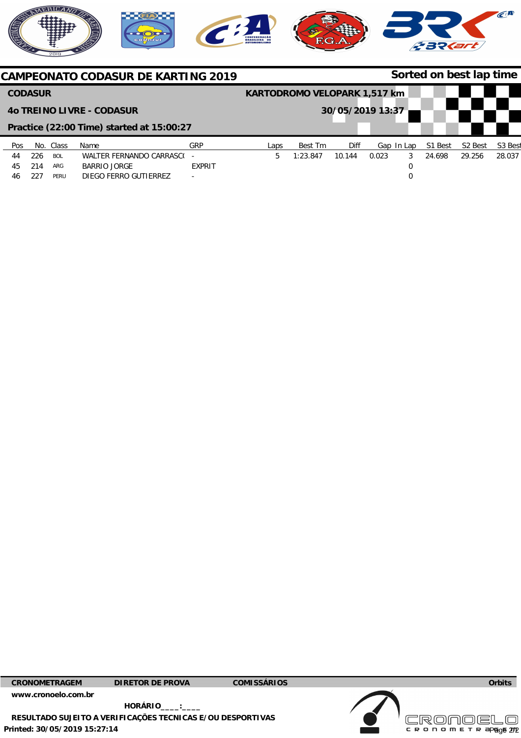## CAMPEONATO CODASUR DE KARTING 2019

**Sorted on best lap time**

**CODASUR**

**KARTODROMO VELOPARK 1,517 km**

**4o TREINO LIVRE - CODASUR**

**30/05/2019 13:37**

**Practice (22:00 Time) started at 15:00:27**

| Pos | No. | Class | Name | GRP | Laps | Best Tm | Diff | Gap | In Lap | S1 Best | S2 Best | S3 Best |
|---|---|---|---|---|---|---|---|---|---|---|---|---|
| 44 | 226 | BOL | WALTER FERNANDO CARRASC( | - | 5 | 1:23.847 | 10.144 | 0.023 | 3 | 24.698 | 29.256 | 28.037 |
| 45 | 214 | ARG | BARRIO JORGE | EXPRIT | | | | | 0 | | | |
| 46 | 227 | PERU | DIEGO FERRO GUTIERREZ | - | | | | | 0 | | | |

**CRONOMETRAGEM** | **DIRETOR DE PROVA** | **COMISSÁRIOS** | **Orbits**

www.cronoelo.com.br

HORÁRIO____:____

RESULTADO SUJEITO A VERIFICAÇÕES TECNICAS E/OU DESPORTIVAS

Printed: 30/05/2019 15:27:14

CRONOELO CRONOMETRAGEM